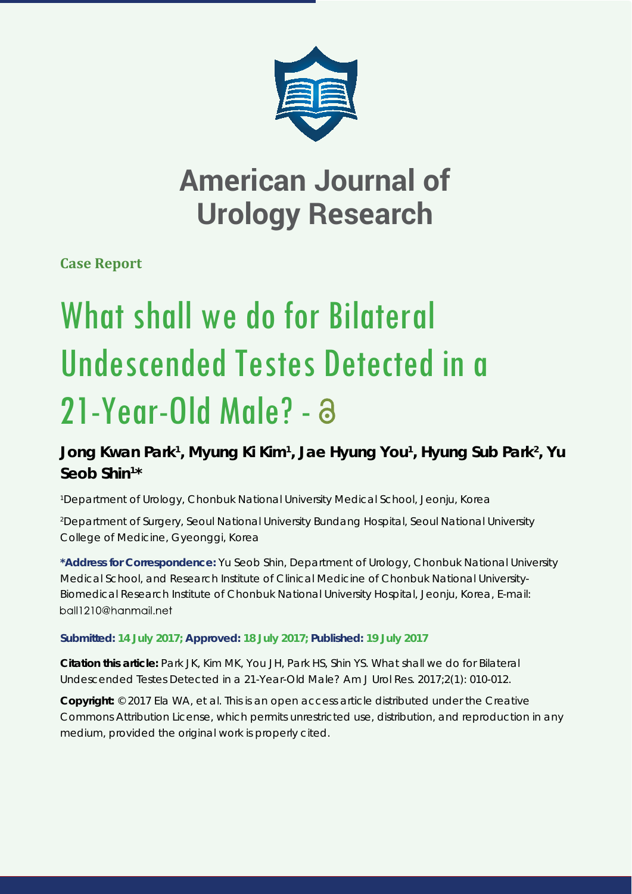# American Journal of Urology Research

**Case Report**

# What shall we do for Bilateral Undescended Testes Detected in a 21-Year-Old Male? -

**Jong Kwan Park[1], Myung Ki Kim[1], Jae Hyung You[1], Hyung Sub Park[2], Yu Seob Shin[1]***

[1]Department of Urology, Chonbuk National University Medical School, Jeonju, Korea

[2]Department of Surgery, Seoul National University Bundang Hospital, Seoul National University College of Medicine, Gyeonggi, Korea

**\*Address for Correspondence:** Yu Seob Shin, Department of Urology, Chonbuk National University Medical School, and Research Institute of Clinical Medicine of Chonbuk National University-Biomedical Research Institute of Chonbuk National University Hospital, Jeonju, Korea, E-mail: ball1210@hanmail.net

**Submitted: 14 July 2017; Approved: 18 July 2017; Published: 19 July 2017**

**Citation this article:** Park JK, Kim MK, You JH, Park HS, Shin YS. What shall we do for Bilateral Undescended Testes Detected in a 21-Year-Old Male? Am J Urol Res. 2017;2(1): 010-012.

**Copyright:** © 2017 Ela WA, et al. This is an open access article distributed under the Creative Commons Attribution License, which permits unrestricted use, distribution, and reproduction in any medium, provided the original work is properly cited.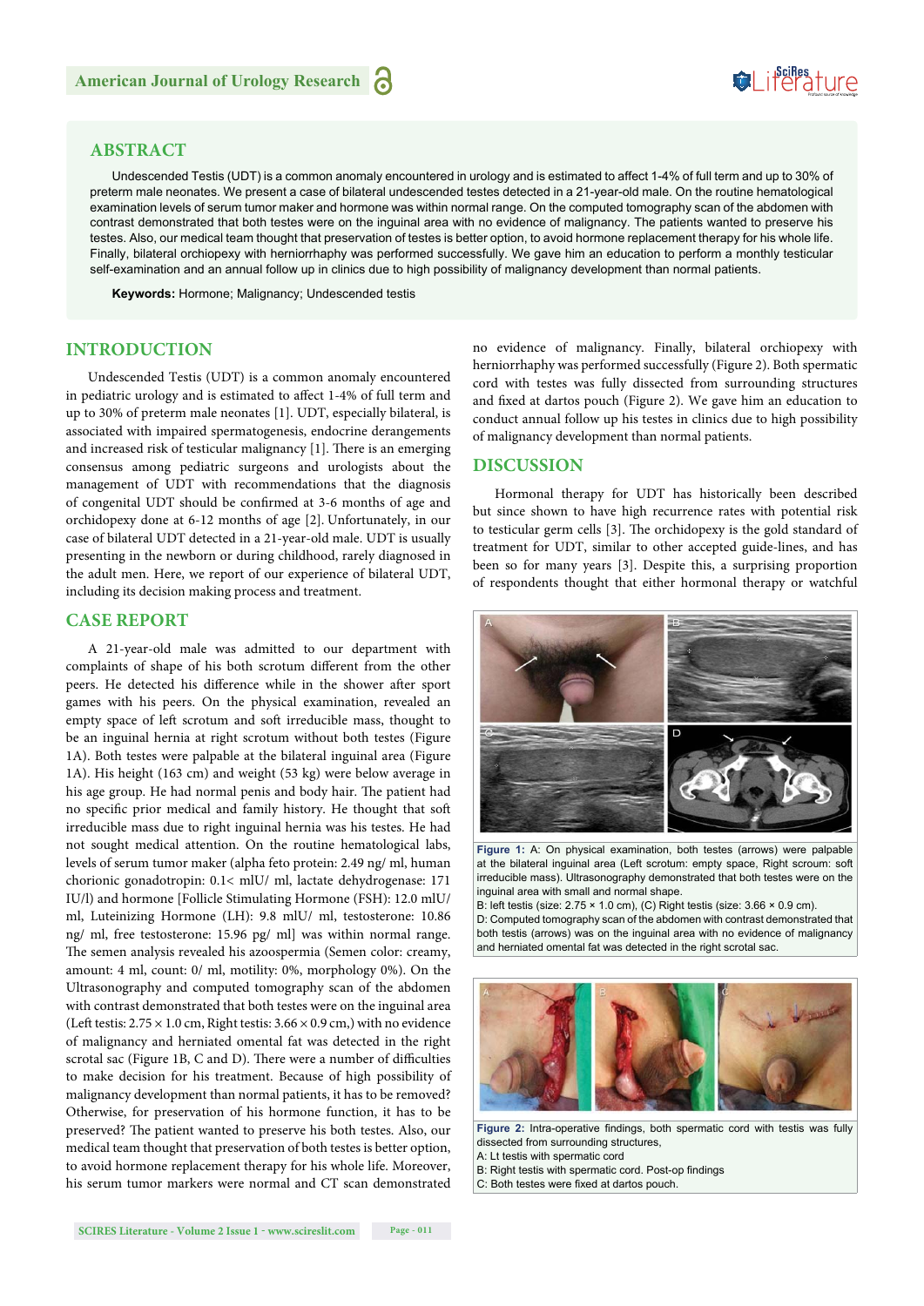## ABSTRACT

Undescended Testis (UDT) is a common anomaly encountered in urology and is estimated to affect 1-4% of full term and up to 30% of preterm male neonates. We present a case of bilateral undescended testes detected in a 21-year-old male. On the routine hematological examination levels of serum tumor maker and hormone was within normal range. On the computed tomography scan of the abdomen with contrast demonstrated that both testes were on the inguinal area with no evidence of malignancy. The patients wanted to preserve his testes. Also, our medical team thought that preservation of testes is better option, to avoid hormone replacement therapy for his whole life. Finally, bilateral orchiopexy with herniorrhaphy was performed successfully. We gave him an education to perform a monthly testicular self-examination and an annual follow up in clinics due to high possibility of malignancy development than normal patients.

**Keywords:** Hormone; Malignancy; Undescended testis

## INTRODUCTION

Undescended Testis (UDT) is a common anomaly encountered in pediatric urology and is estimated to affect 1-4% of full term and up to 30% of preterm male neonates [1]. UDT, especially bilateral, is associated with impaired spermatogenesis, endocrine derangements and increased risk of testicular malignancy [1]. There is an emerging consensus among pediatric surgeons and urologists about the management of UDT with recommendations that the diagnosis of congenital UDT should be confirmed at 3-6 months of age and orchidopexy done at 6-12 months of age [2]. Unfortunately, in our case of bilateral UDT detected in a 21-year-old male. UDT is usually presenting in the newborn or during childhood, rarely diagnosed in the adult men. Here, we report of our experience of bilateral UDT, including its decision making process and treatment.

## CASE REPORT

A 21-year-old male was admitted to our department with complaints of shape of his both scrotum different from the other peers. He detected his difference while in the shower after sport games with his peers. On the physical examination, revealed an empty space of left scrotum and soft irreducible mass, thought to be an inguinal hernia at right scrotum without both testes (Figure 1A). Both testes were palpable at the bilateral inguinal area (Figure 1A). His height (163 cm) and weight (53 kg) were below average in his age group. He had normal penis and body hair. The patient had no specific prior medical and family history. He thought that soft irreducible mass due to right inguinal hernia was his testes. He had not sought medical attention. On the routine hematological labs, levels of serum tumor maker (alpha feto protein: 2.49 ng/ ml, human chorionic gonadotropin: 0.1< mlU/ ml, lactate dehydrogenase: 171 IU/l) and hormone [Follicle Stimulating Hormone (FSH): 12.0 mlU/ ml, Luteinizing Hormone (LH): 9.8 mlU/ ml, testosterone: 10.86 ng/ ml, free testosterone: 15.96 pg/ ml] was within normal range. The semen analysis revealed his azoospermia (Semen color: creamy, amount: 4 ml, count: 0/ ml, motility: 0%, morphology 0%). On the Ultrasonography and computed tomography scan of the abdomen with contrast demonstrated that both testes were on the inguinal area (Left testis: 2.75 × 1.0 cm, Right testis: 3.66 × 0.9 cm,) with no evidence of malignancy and herniated omental fat was detected in the right scrotal sac (Figure 1B, C and D). There were a number of difficulties to make decision for his treatment. Because of high possibility of malignancy development than normal patients, it has to be removed? Otherwise, for preservation of his hormone function, it has to be preserved? The patient wanted to preserve his both testes. Also, our medical team thought that preservation of both testes is better option, to avoid hormone replacement therapy for his whole life. Moreover, his serum tumor markers were normal and CT scan demonstrated no evidence of malignancy. Finally, bilateral orchiopexy with herniorrhaphy was performed successfully (Figure 2). Both spermatic cord with testes was fully dissected from surrounding structures and fixed at dartos pouch (Figure 2). We gave him an education to conduct annual follow up his testes in clinics due to high possibility of malignancy development than normal patients.

## DISCUSSION

Hormonal therapy for UDT has historically been described but since shown to have high recurrence rates with potential risk to testicular germ cells [3]. The orchidopexy is the gold standard of treatment for UDT, similar to other accepted guide-lines, and has been so for many years [3]. Despite this, a surprising proportion of respondents thought that either hormonal therapy or watchful

**Figure 1:** A: On physical examination, both testes (arrows) were palpable at the bilateral inguinal area (Left scrotum: empty space, Right scrotum: soft irreducible mass). Ultrasonography demonstrated that both testes were on the inguinal area with small and normal shape.
B: left testis (size: 2.75 × 1.0 cm), (C) Right testis (size: 3.66 × 0.9 cm).
D: Computed tomography scan of the abdomen with contrast demonstrated that both testis (arrows) was on the inguinal area with no evidence of malignancy and herniated omental fat was detected in the right scrotal sac.

**Figure 2:** Intra-operative findings, both spermatic cord with testis was fully dissected from surrounding structures,
A: Lt testis with spermatic cord
B: Right testis with spermatic cord. Post-op findings
C: Both testes were fixed at dartos pouch.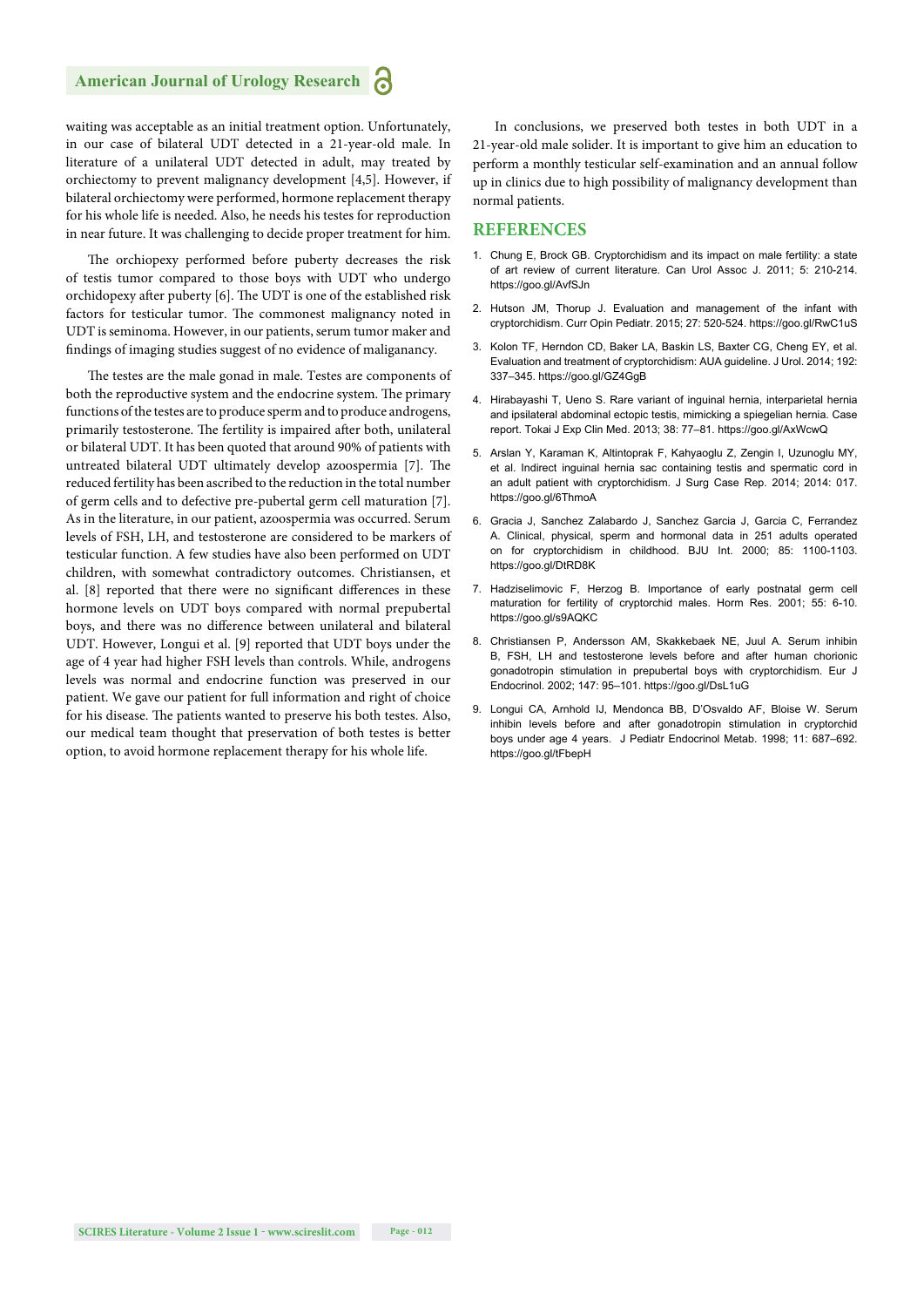waiting was acceptable as an initial treatment option. Unfortunately, in our case of bilateral UDT detected in a 21-year-old male. In literature of a unilateral UDT detected in adult, may treated by orchiectomy to prevent malignancy development [4,5]. However, if bilateral orchiectomy were performed, hormone replacement therapy for his whole life is needed. Also, he needs his testes for reproduction in near future. It was challenging to decide proper treatment for him.

The orchiopexy performed before puberty decreases the risk of testis tumor compared to those boys with UDT who undergo orchidopexy after puberty [6]. The UDT is one of the established risk factors for testicular tumor. The commonest malignancy noted in UDT is seminoma. However, in our patients, serum tumor maker and findings of imaging studies suggest of no evidence of maliganancy.

The testes are the male gonad in male. Testes are components of both the reproductive system and the endocrine system. The primary functions of the testes are to produce sperm and to produce androgens, primarily testosterone. The fertility is impaired after both, unilateral or bilateral UDT. It has been quoted that around 90% of patients with untreated bilateral UDT ultimately develop azoospermia [7]. The reduced fertility has been ascribed to the reduction in the total number of germ cells and to defective pre-pubertal germ cell maturation [7]. As in the literature, in our patient, azoospermia was occurred. Serum levels of FSH, LH, and testosterone are considered to be markers of testicular function. A few studies have also been performed on UDT children, with somewhat contradictory outcomes. Christiansen, et al. [8] reported that there were no significant differences in these hormone levels on UDT boys compared with normal prepubertal boys, and there was no difference between unilateral and bilateral UDT. However, Longui et al. [9] reported that UDT boys under the age of 4 year had higher FSH levels than controls. While, androgens levels was normal and endocrine function was preserved in our patient. We gave our patient for full information and right of choice for his disease. The patients wanted to preserve his both testes. Also, our medical team thought that preservation of both testes is better option, to avoid hormone replacement therapy for his whole life.

In conclusions, we preserved both testes in both UDT in a 21-year-old male solider. It is important to give him an education to perform a monthly testicular self-examination and an annual follow up in clinics due to high possibility of malignancy development than normal patients.

## REFERENCES

1. Chung E, Brock GB. Cryptorchidism and its impact on male fertility: a state of art review of current literature. Can Urol Assoc J. 2011; 5: 210-214. https://goo.gl/AvfSJn
2. Hutson JM, Thorup J. Evaluation and management of the infant with cryptorchidism. Curr Opin Pediatr. 2015; 27: 520-524. https://goo.gl/RwC1uS
3. Kolon TF, Herndon CD, Baker LA, Baskin LS, Baxter CG, Cheng EY, et al. Evaluation and treatment of cryptorchidism: AUA guideline. J Urol. 2014; 192: 337–345. https://goo.gl/GZ4GgB
4. Hirabayashi T, Ueno S. Rare variant of inguinal hernia, interparietal hernia and ipsilateral abdominal ectopic testis, mimicking a spiegelian hernia. Case report. Tokai J Exp Clin Med. 2013; 38: 77–81. https://goo.gl/AxWcwQ
5. Arslan Y, Karaman K, Altintoprak F, Kahyaoglu Z, Zengin I, Uzunoglu MY, et al. Indirect inguinal hernia sac containing testis and spermatic cord in an adult patient with cryptorchidism. J Surg Case Rep. 2014; 2014: 017. https://goo.gl/6ThmoA
6. Gracia J, Sanchez Zalabardo J, Sanchez Garcia J, Garcia C, Ferrandez A. Clinical, physical, sperm and hormonal data in 251 adults operated on for cryptorchidism in childhood. BJU Int. 2000; 85: 1100-1103. https://goo.gl/DtRD8K
7. Hadziselimovic F, Herzog B. Importance of early postnatal germ cell maturation for fertility of cryptorchid males. Horm Res. 2001; 55: 6-10. https://goo.gl/s9AQKC
8. Christiansen P, Andersson AM, Skakkebaek NE, Juul A. Serum inhibin B, FSH, LH and testosterone levels before and after human chorionic gonadotropin stimulation in prepubertal boys with cryptorchidism. Eur J Endocrinol. 2002; 147: 95–101. https://goo.gl/DsL1uG
9. Longui CA, Arnhold IJ, Mendonca BB, D'Osvaldo AF, Bloise W. Serum inhibin levels before and after gonadotropin stimulation in cryptorchid boys under age 4 years. J Pediatr Endocrinol Metab. 1998; 11: 687–692. https://goo.gl/tFbepH